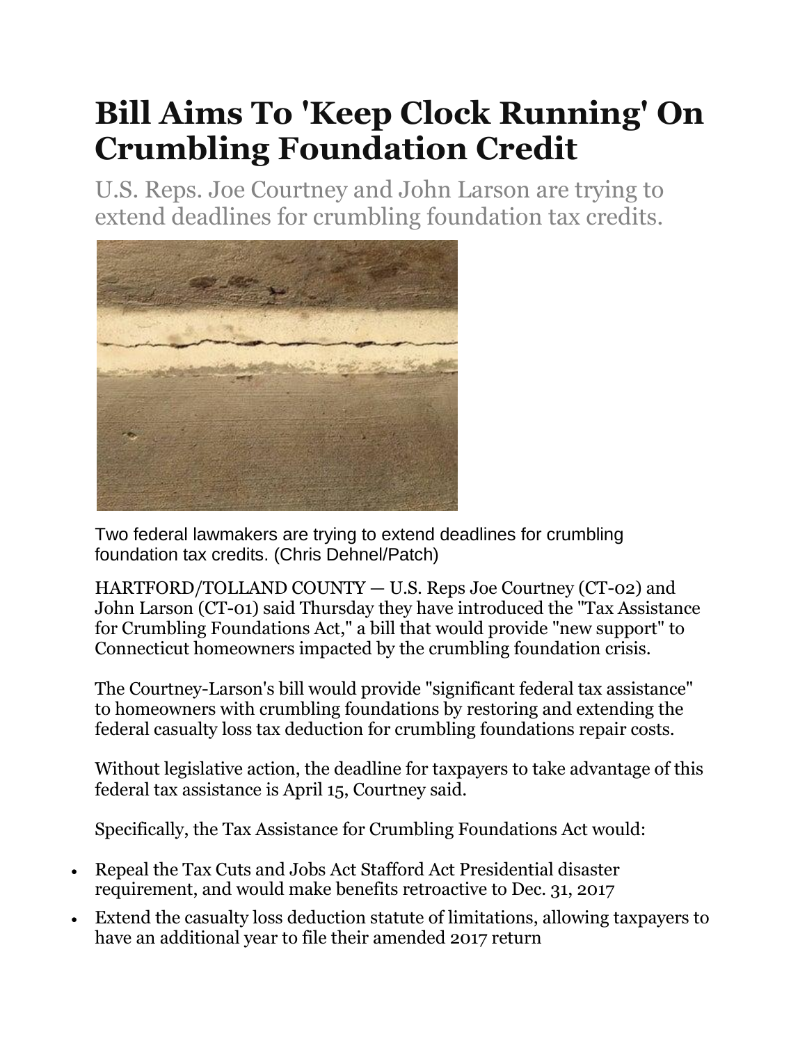# Bill Aims To 'Keep Clock Running' On Crumbling Foundation Credit

U.S. Reps. Joe Courtney and John Larson are trying to extend deadlines for crumbling foundation tax credits.

Two federal lawmakers are trying to extend deadlines for crumbling foundation tax credits. (Chris Dehnel/Patch)

HARTFORD/TOLLAND COUNTY — U.S. Reps Joe Courtney (CT-02) and John Larson (CT-01) said Thursday they have introduced the "Tax Assistance for Crumbling Foundations Act," a bill that would provide "new support" to Connecticut homeowners impacted by the crumbling foundation crisis.

The Courtney-Larson's bill would provide "significant federal tax assistance" to homeowners with crumbling foundations by restoring and extending the federal casualty loss tax deduction for crumbling foundations repair costs.

Without legislative action, the deadline for taxpayers to take advantage of this federal tax assistance is April 15, Courtney said.

Specifically, the Tax Assistance for Crumbling Foundations Act would:

- Repeal the Tax Cuts and Jobs Act Stafford Act Presidential disaster requirement, and would make benefits retroactive to Dec. 31, 2017
- Extend the casualty loss deduction statute of limitations, allowing taxpayers to have an additional year to file their amended 2017 return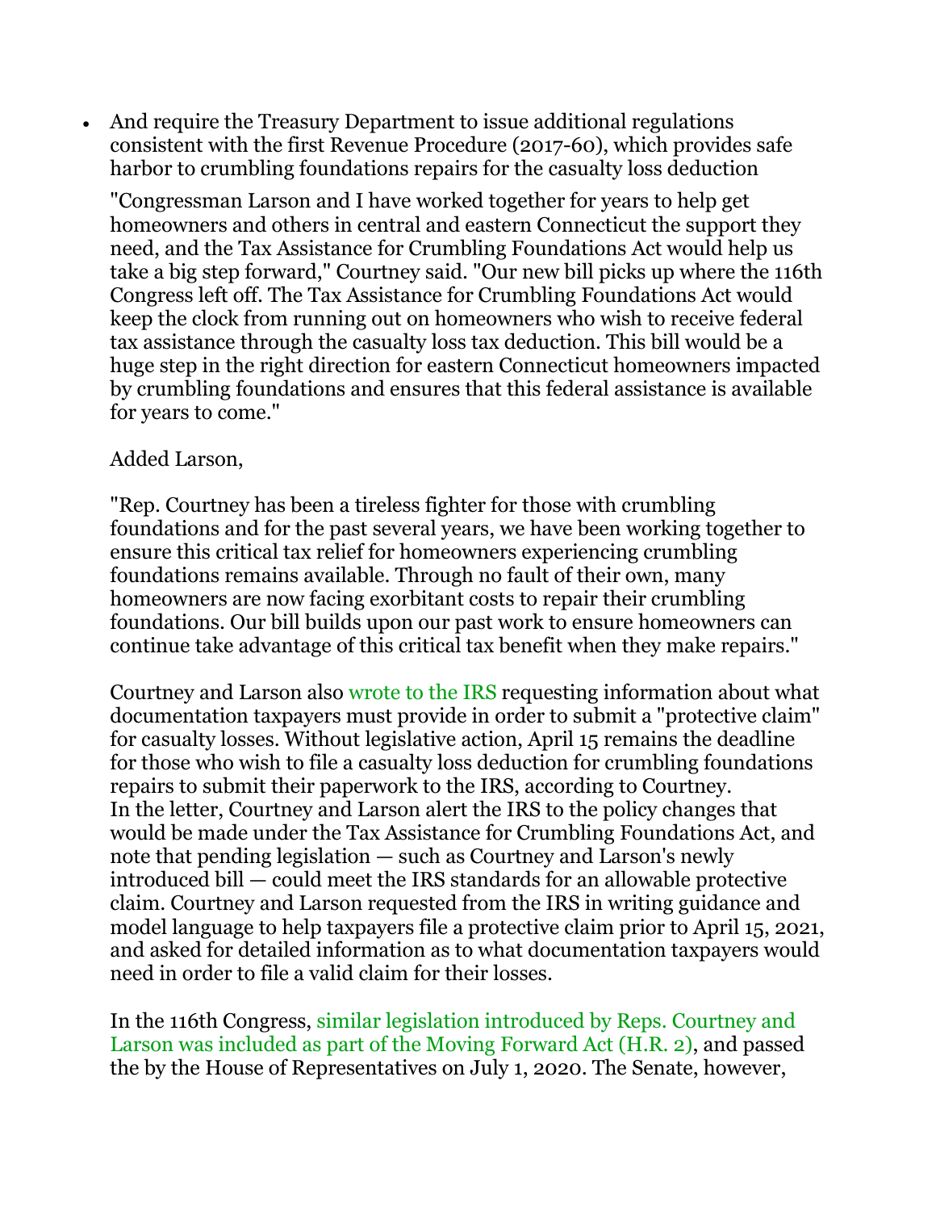- And require the Treasury Department to issue additional regulations consistent with the first Revenue Procedure (2017-60), which provides safe harbor to crumbling foundations repairs for the casualty loss deduction

"Congressman Larson and I have worked together for years to help get homeowners and others in central and eastern Connecticut the support they need, and the Tax Assistance for Crumbling Foundations Act would help us take a big step forward," Courtney said. "Our new bill picks up where the 116th Congress left off. The Tax Assistance for Crumbling Foundations Act would keep the clock from running out on homeowners who wish to receive federal tax assistance through the casualty loss tax deduction. This bill would be a huge step in the right direction for eastern Connecticut homeowners impacted by crumbling foundations and ensures that this federal assistance is available for years to come."

Added Larson,

"Rep. Courtney has been a tireless fighter for those with crumbling foundations and for the past several years, we have been working together to ensure this critical tax relief for homeowners experiencing crumbling foundations remains available. Through no fault of their own, many homeowners are now facing exorbitant costs to repair their crumbling foundations. Our bill builds upon our past work to ensure homeowners can continue take advantage of this critical tax benefit when they make repairs."

Courtney and Larson also wrote to the IRS requesting information about what documentation taxpayers must provide in order to submit a "protective claim" for casualty losses. Without legislative action, April 15 remains the deadline for those who wish to file a casualty loss deduction for crumbling foundations repairs to submit their paperwork to the IRS, according to Courtney. In the letter, Courtney and Larson alert the IRS to the policy changes that would be made under the Tax Assistance for Crumbling Foundations Act, and note that pending legislation — such as Courtney and Larson's newly introduced bill — could meet the IRS standards for an allowable protective claim. Courtney and Larson requested from the IRS in writing guidance and model language to help taxpayers file a protective claim prior to April 15, 2021, and asked for detailed information as to what documentation taxpayers would need in order to file a valid claim for their losses.

In the 116th Congress, similar legislation introduced by Reps. Courtney and Larson was included as part of the Moving Forward Act (H.R. 2), and passed the by the House of Representatives on July 1, 2020. The Senate, however,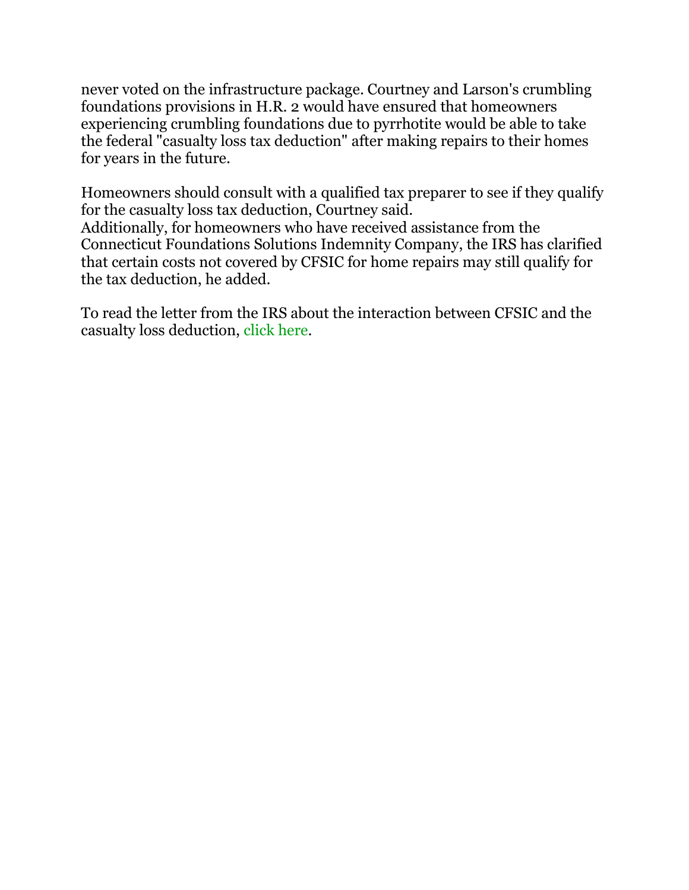never voted on the infrastructure package. Courtney and Larson's crumbling foundations provisions in H.R. 2 would have ensured that homeowners experiencing crumbling foundations due to pyrrhotite would be able to take the federal "casualty loss tax deduction" after making repairs to their homes for years in the future.

Homeowners should consult with a qualified tax preparer to see if they qualify for the casualty loss tax deduction, Courtney said.
Additionally, for homeowners who have received assistance from the Connecticut Foundations Solutions Indemnity Company, the IRS has clarified that certain costs not covered by CFSIC for home repairs may still qualify for the tax deduction, he added.

To read the letter from the IRS about the interaction between CFSIC and the casualty loss deduction, click here.